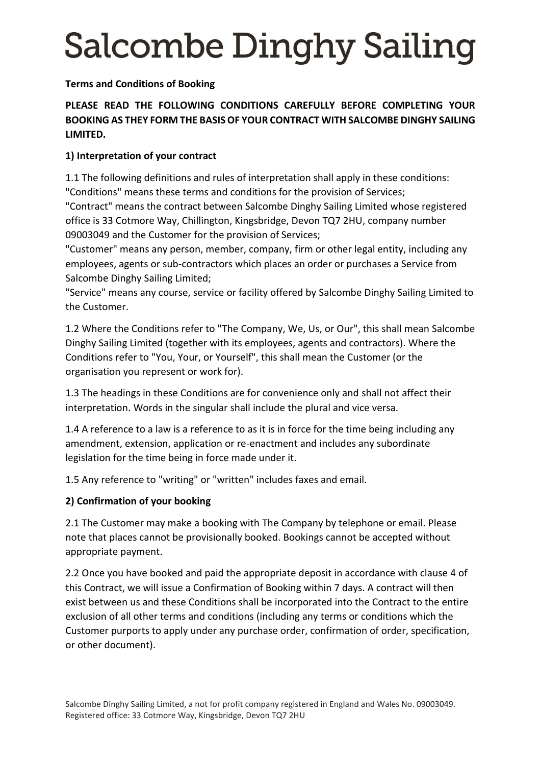# Salcombe Dinghy Sailing

**Terms and Conditions of Booking**

**PLEASE READ THE FOLLOWING CONDITIONS CAREFULLY BEFORE COMPLETING YOUR BOOKING AS THEY FORM THE BASIS OF YOUR CONTRACT WITH SALCOMBE DINGHY SAILING LIMITED.**

**1) Interpretation of your contract**

1.1 The following definitions and rules of interpretation shall apply in these conditions:
"Conditions" means these terms and conditions for the provision of Services;
"Contract" means the contract between Salcombe Dinghy Sailing Limited whose registered office is 33 Cotmore Way, Chillington, Kingsbridge, Devon TQ7 2HU, company number 09003049 and the Customer for the provision of Services;
"Customer" means any person, member, company, firm or other legal entity, including any employees, agents or sub-contractors which places an order or purchases a Service from Salcombe Dinghy Sailing Limited;
"Service" means any course, service or facility offered by Salcombe Dinghy Sailing Limited to the Customer.

1.2 Where the Conditions refer to "The Company, We, Us, or Our", this shall mean Salcombe Dinghy Sailing Limited (together with its employees, agents and contractors). Where the Conditions refer to "You, Your, or Yourself", this shall mean the Customer (or the organisation you represent or work for).

1.3 The headings in these Conditions are for convenience only and shall not affect their interpretation. Words in the singular shall include the plural and vice versa.

1.4 A reference to a law is a reference to as it is in force for the time being including any amendment, extension, application or re-enactment and includes any subordinate legislation for the time being in force made under it.

1.5 Any reference to "writing" or "written" includes faxes and email.

**2) Confirmation of your booking**

2.1 The Customer may make a booking with The Company by telephone or email. Please note that places cannot be provisionally booked. Bookings cannot be accepted without appropriate payment.

2.2 Once you have booked and paid the appropriate deposit in accordance with clause 4 of this Contract, we will issue a Confirmation of Booking within 7 days. A contract will then exist between us and these Conditions shall be incorporated into the Contract to the entire exclusion of all other terms and conditions (including any terms or conditions which the Customer purports to apply under any purchase order, confirmation of order, specification, or other document).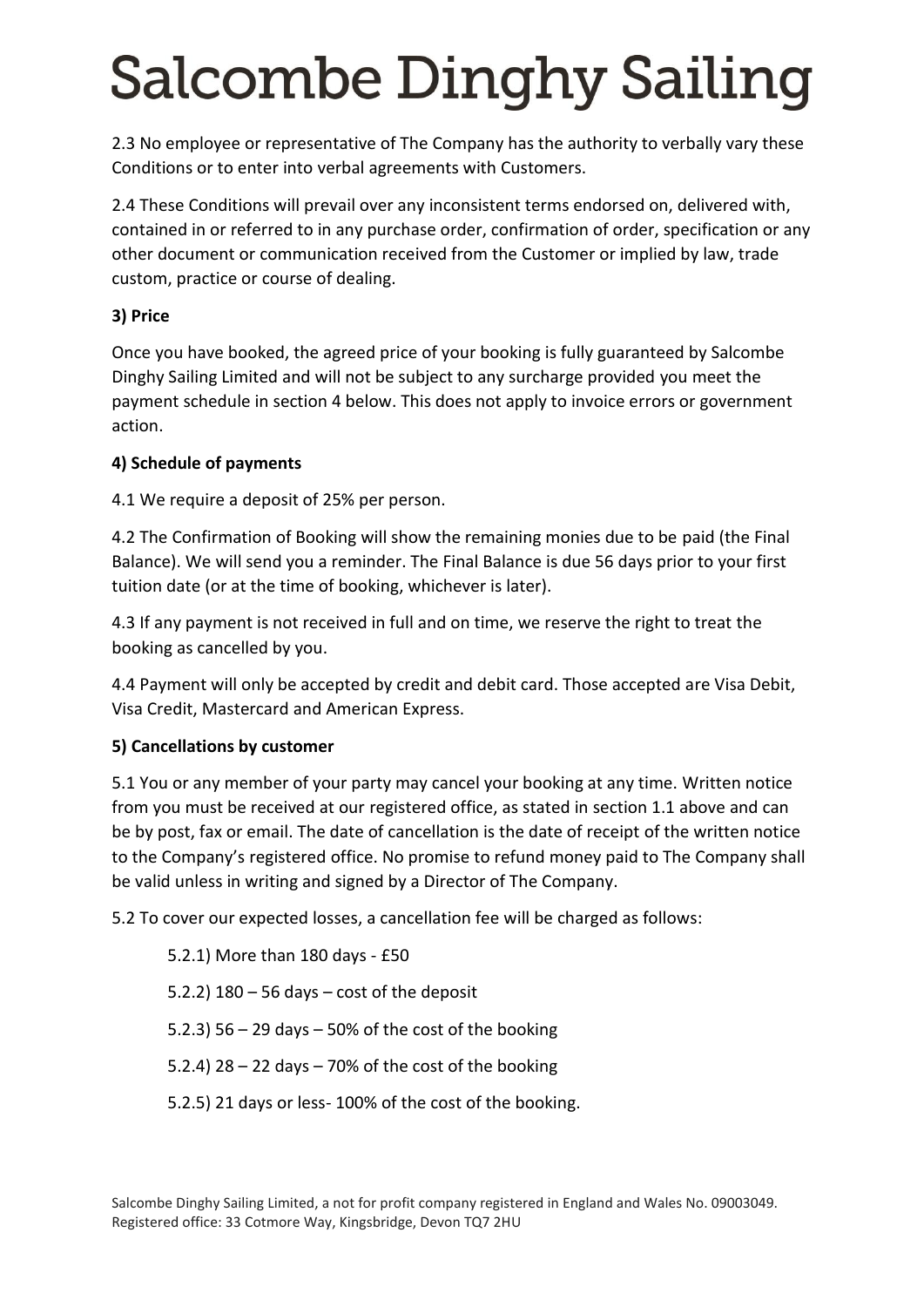2.3 No employee or representative of The Company has the authority to verbally vary these Conditions or to enter into verbal agreements with Customers.

2.4 These Conditions will prevail over any inconsistent terms endorsed on, delivered with, contained in or referred to in any purchase order, confirmation of order, specification or any other document or communication received from the Customer or implied by law, trade custom, practice or course of dealing.

**3) Price**

Once you have booked, the agreed price of your booking is fully guaranteed by Salcombe Dinghy Sailing Limited and will not be subject to any surcharge provided you meet the payment schedule in section 4 below. This does not apply to invoice errors or government action.

**4) Schedule of payments**

4.1 We require a deposit of 25% per person.

4.2 The Confirmation of Booking will show the remaining monies due to be paid (the Final Balance). We will send you a reminder. The Final Balance is due 56 days prior to your first tuition date (or at the time of booking, whichever is later).

4.3 If any payment is not received in full and on time, we reserve the right to treat the booking as cancelled by you.

4.4 Payment will only be accepted by credit and debit card. Those accepted are Visa Debit, Visa Credit, Mastercard and American Express.

**5) Cancellations by customer**

5.1 You or any member of your party may cancel your booking at any time. Written notice from you must be received at our registered office, as stated in section 1.1 above and can be by post, fax or email. The date of cancellation is the date of receipt of the written notice to the Company's registered office. No promise to refund money paid to The Company shall be valid unless in writing and signed by a Director of The Company.

5.2 To cover our expected losses, a cancellation fee will be charged as follows:

- 5.2.1) More than 180 days - £50
- 5.2.2) 180 – 56 days – cost of the deposit
- 5.2.3) 56 – 29 days – 50% of the cost of the booking
- 5.2.4) 28 – 22 days – 70% of the cost of the booking
- 5.2.5) 21 days or less- 100% of the cost of the booking.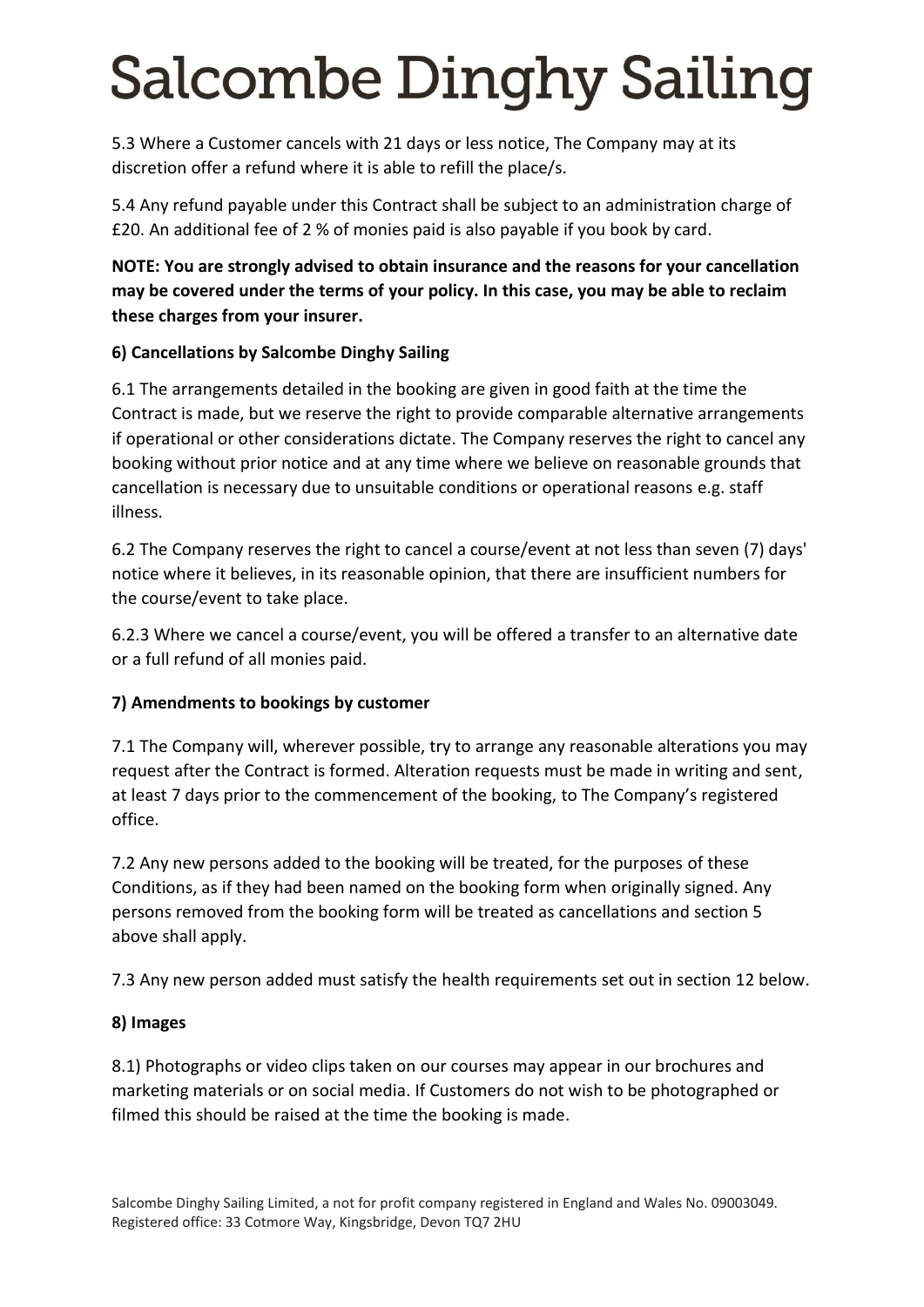5.3 Where a Customer cancels with 21 days or less notice, The Company may at its discretion offer a refund where it is able to refill the place/s.

5.4 Any refund payable under this Contract shall be subject to an administration charge of £20. An additional fee of 2 % of monies paid is also payable if you book by card.

**NOTE: You are strongly advised to obtain insurance and the reasons for your cancellation may be covered under the terms of your policy. In this case, you may be able to reclaim these charges from your insurer.**

**6) Cancellations by Salcombe Dinghy Sailing**

6.1 The arrangements detailed in the booking are given in good faith at the time the Contract is made, but we reserve the right to provide comparable alternative arrangements if operational or other considerations dictate. The Company reserves the right to cancel any booking without prior notice and at any time where we believe on reasonable grounds that cancellation is necessary due to unsuitable conditions or operational reasons e.g. staff illness.

6.2 The Company reserves the right to cancel a course/event at not less than seven (7) days' notice where it believes, in its reasonable opinion, that there are insufficient numbers for the course/event to take place.

6.2.3 Where we cancel a course/event, you will be offered a transfer to an alternative date or a full refund of all monies paid.

**7) Amendments to bookings by customer**

7.1 The Company will, wherever possible, try to arrange any reasonable alterations you may request after the Contract is formed. Alteration requests must be made in writing and sent, at least 7 days prior to the commencement of the booking, to The Company's registered office.

7.2 Any new persons added to the booking will be treated, for the purposes of these Conditions, as if they had been named on the booking form when originally signed. Any persons removed from the booking form will be treated as cancellations and section 5 above shall apply.

7.3 Any new person added must satisfy the health requirements set out in section 12 below.

**8) Images**

8.1) Photographs or video clips taken on our courses may appear in our brochures and marketing materials or on social media. If Customers do not wish to be photographed or filmed this should be raised at the time the booking is made.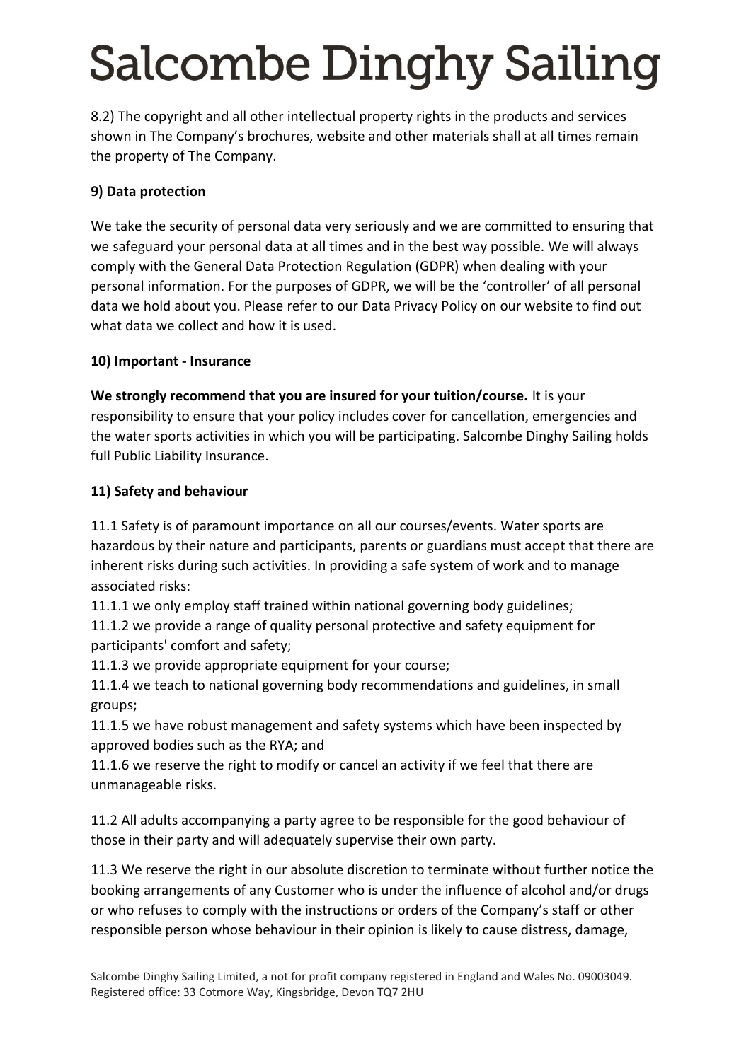8.2) The copyright and all other intellectual property rights in the products and services shown in The Company's brochures, website and other materials shall at all times remain the property of The Company.

**9) Data protection**

We take the security of personal data very seriously and we are committed to ensuring that we safeguard your personal data at all times and in the best way possible. We will always comply with the General Data Protection Regulation (GDPR) when dealing with your personal information. For the purposes of GDPR, we will be the 'controller' of all personal data we hold about you. Please refer to our Data Privacy Policy on our website to find out what data we collect and how it is used.

**10) Important - Insurance**

**We strongly recommend that you are insured for your tuition/course.** It is your responsibility to ensure that your policy includes cover for cancellation, emergencies and the water sports activities in which you will be participating. Salcombe Dinghy Sailing holds full Public Liability Insurance.

**11) Safety and behaviour**

11.1 Safety is of paramount importance on all our courses/events. Water sports are hazardous by their nature and participants, parents or guardians must accept that there are inherent risks during such activities. In providing a safe system of work and to manage associated risks:
11.1.1 we only employ staff trained within national governing body guidelines;
11.1.2 we provide a range of quality personal protective and safety equipment for participants' comfort and safety;
11.1.3 we provide appropriate equipment for your course;
11.1.4 we teach to national governing body recommendations and guidelines, in small groups;
11.1.5 we have robust management and safety systems which have been inspected by approved bodies such as the RYA; and
11.1.6 we reserve the right to modify or cancel an activity if we feel that there are unmanageable risks.

11.2 All adults accompanying a party agree to be responsible for the good behaviour of those in their party and will adequately supervise their own party.

11.3 We reserve the right in our absolute discretion to terminate without further notice the booking arrangements of any Customer who is under the influence of alcohol and/or drugs or who refuses to comply with the instructions or orders of the Company's staff or other responsible person whose behaviour in their opinion is likely to cause distress, damage,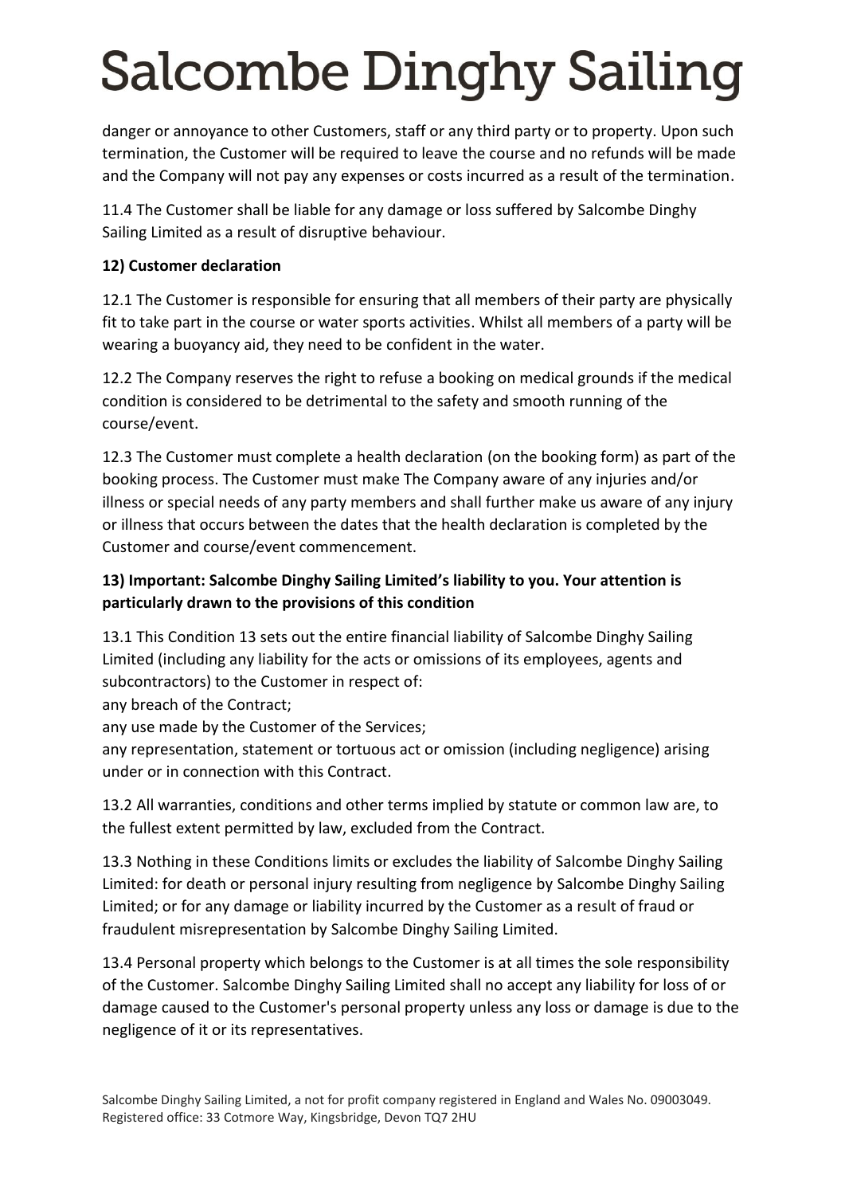danger or annoyance to other Customers, staff or any third party or to property. Upon such termination, the Customer will be required to leave the course and no refunds will be made and the Company will not pay any expenses or costs incurred as a result of the termination.

11.4 The Customer shall be liable for any damage or loss suffered by Salcombe Dinghy Sailing Limited as a result of disruptive behaviour.

**12) Customer declaration**

12.1 The Customer is responsible for ensuring that all members of their party are physically fit to take part in the course or water sports activities. Whilst all members of a party will be wearing a buoyancy aid, they need to be confident in the water.

12.2 The Company reserves the right to refuse a booking on medical grounds if the medical condition is considered to be detrimental to the safety and smooth running of the course/event.

12.3 The Customer must complete a health declaration (on the booking form) as part of the booking process. The Customer must make The Company aware of any injuries and/or illness or special needs of any party members and shall further make us aware of any injury or illness that occurs between the dates that the health declaration is completed by the Customer and course/event commencement.

**13) Important: Salcombe Dinghy Sailing Limited's liability to you. Your attention is particularly drawn to the provisions of this condition**

13.1 This Condition 13 sets out the entire financial liability of Salcombe Dinghy Sailing Limited (including any liability for the acts or omissions of its employees, agents and subcontractors) to the Customer in respect of:
any breach of the Contract;
any use made by the Customer of the Services;
any representation, statement or tortuous act or omission (including negligence) arising under or in connection with this Contract.

13.2 All warranties, conditions and other terms implied by statute or common law are, to the fullest extent permitted by law, excluded from the Contract.

13.3 Nothing in these Conditions limits or excludes the liability of Salcombe Dinghy Sailing Limited: for death or personal injury resulting from negligence by Salcombe Dinghy Sailing Limited; or for any damage or liability incurred by the Customer as a result of fraud or fraudulent misrepresentation by Salcombe Dinghy Sailing Limited.

13.4 Personal property which belongs to the Customer is at all times the sole responsibility of the Customer. Salcombe Dinghy Sailing Limited shall no accept any liability for loss of or damage caused to the Customer's personal property unless any loss or damage is due to the negligence of it or its representatives.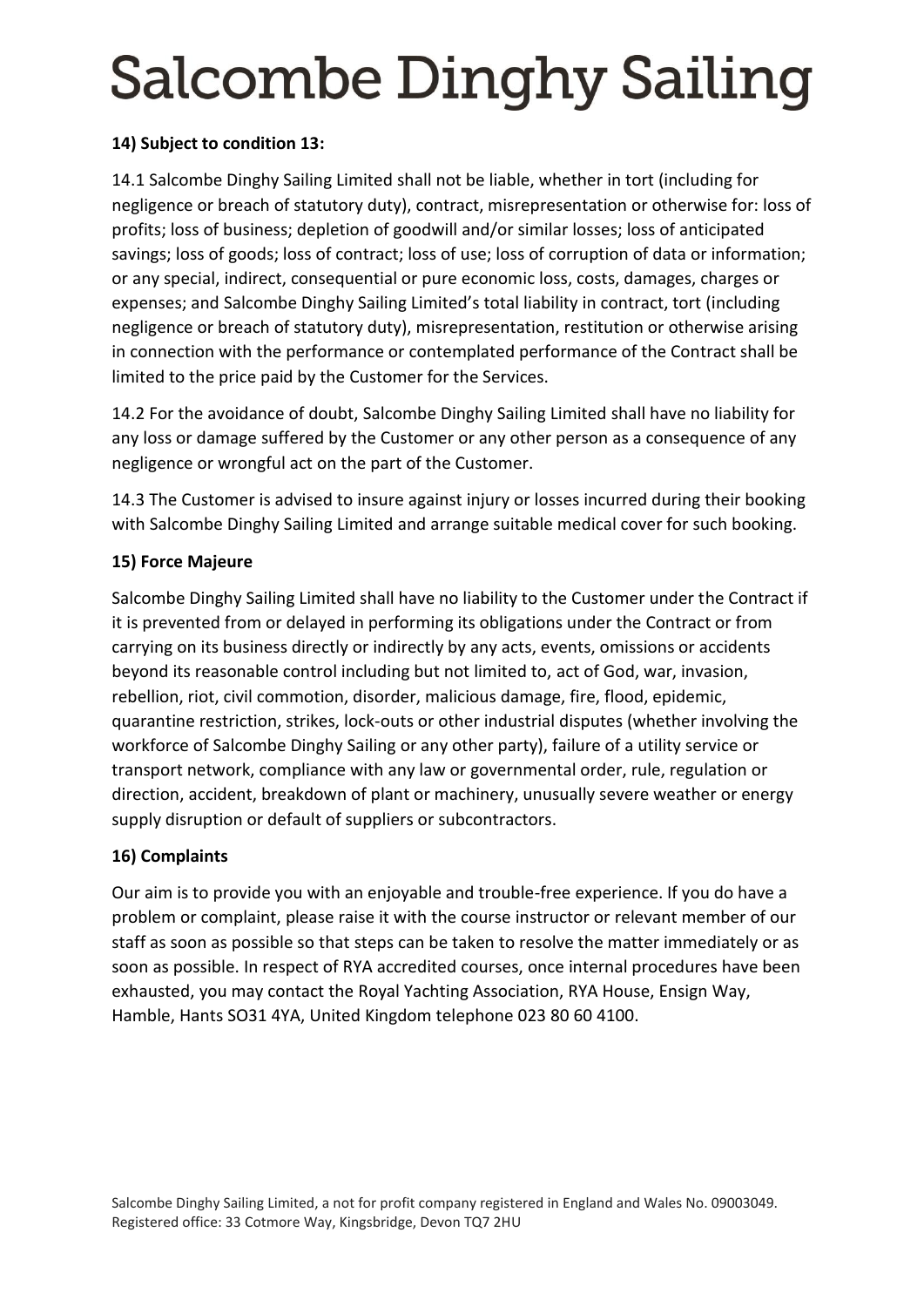**14) Subject to condition 13:**

14.1 Salcombe Dinghy Sailing Limited shall not be liable, whether in tort (including for negligence or breach of statutory duty), contract, misrepresentation or otherwise for: loss of profits; loss of business; depletion of goodwill and/or similar losses; loss of anticipated savings; loss of goods; loss of contract; loss of use; loss of corruption of data or information; or any special, indirect, consequential or pure economic loss, costs, damages, charges or expenses; and Salcombe Dinghy Sailing Limited's total liability in contract, tort (including negligence or breach of statutory duty), misrepresentation, restitution or otherwise arising in connection with the performance or contemplated performance of the Contract shall be limited to the price paid by the Customer for the Services.

14.2 For the avoidance of doubt, Salcombe Dinghy Sailing Limited shall have no liability for any loss or damage suffered by the Customer or any other person as a consequence of any negligence or wrongful act on the part of the Customer.

14.3 The Customer is advised to insure against injury or losses incurred during their booking with Salcombe Dinghy Sailing Limited and arrange suitable medical cover for such booking.

**15) Force Majeure**

Salcombe Dinghy Sailing Limited shall have no liability to the Customer under the Contract if it is prevented from or delayed in performing its obligations under the Contract or from carrying on its business directly or indirectly by any acts, events, omissions or accidents beyond its reasonable control including but not limited to, act of God, war, invasion, rebellion, riot, civil commotion, disorder, malicious damage, fire, flood, epidemic, quarantine restriction, strikes, lock-outs or other industrial disputes (whether involving the workforce of Salcombe Dinghy Sailing or any other party), failure of a utility service or transport network, compliance with any law or governmental order, rule, regulation or direction, accident, breakdown of plant or machinery, unusually severe weather or energy supply disruption or default of suppliers or subcontractors.

**16) Complaints**

Our aim is to provide you with an enjoyable and trouble-free experience. If you do have a problem or complaint, please raise it with the course instructor or relevant member of our staff as soon as possible so that steps can be taken to resolve the matter immediately or as soon as possible. In respect of RYA accredited courses, once internal procedures have been exhausted, you may contact the Royal Yachting Association, RYA House, Ensign Way, Hamble, Hants SO31 4YA, United Kingdom telephone 023 80 60 4100.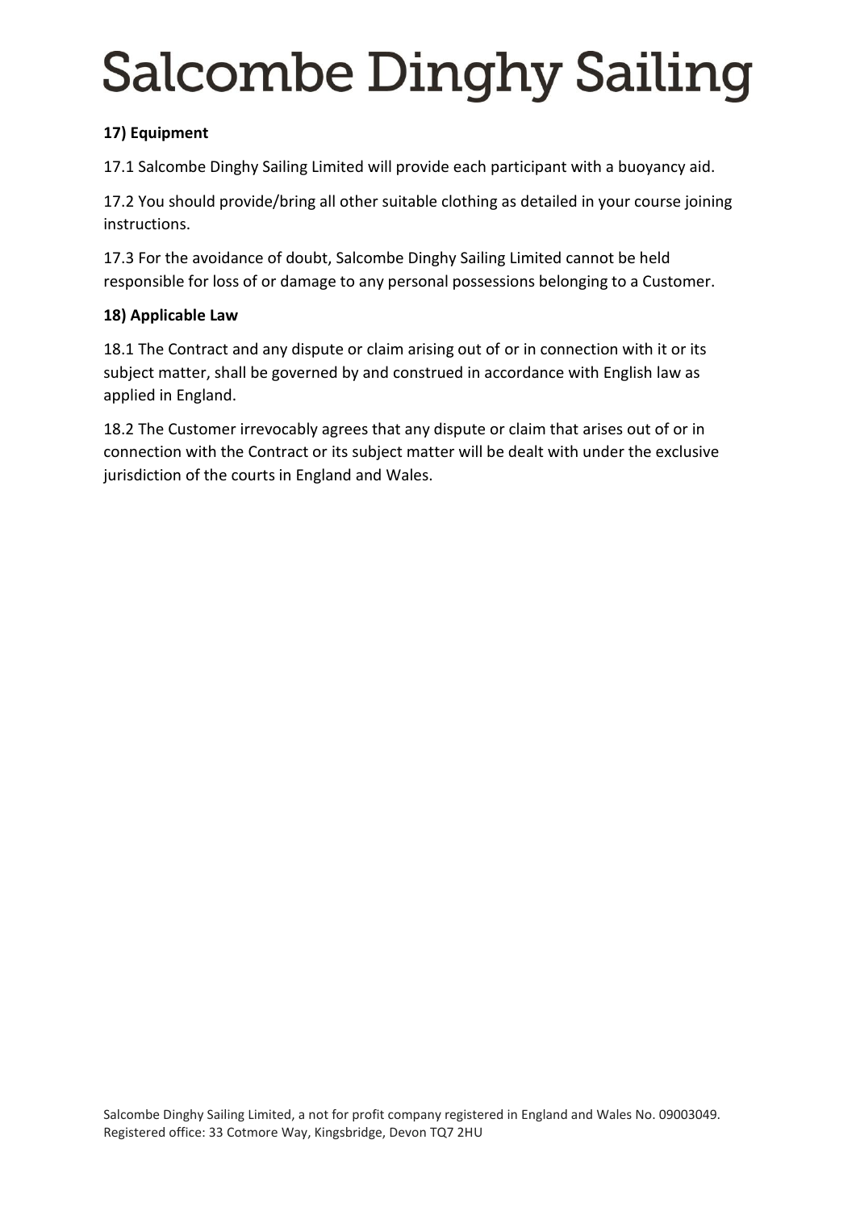### 17) Equipment

17.1 Salcombe Dinghy Sailing Limited will provide each participant with a buoyancy aid.

17.2 You should provide/bring all other suitable clothing as detailed in your course joining instructions.

17.3 For the avoidance of doubt, Salcombe Dinghy Sailing Limited cannot be held responsible for loss of or damage to any personal possessions belonging to a Customer.

### 18) Applicable Law

18.1 The Contract and any dispute or claim arising out of or in connection with it or its subject matter, shall be governed by and construed in accordance with English law as applied in England.

18.2 The Customer irrevocably agrees that any dispute or claim that arises out of or in connection with the Contract or its subject matter will be dealt with under the exclusive jurisdiction of the courts in England and Wales.